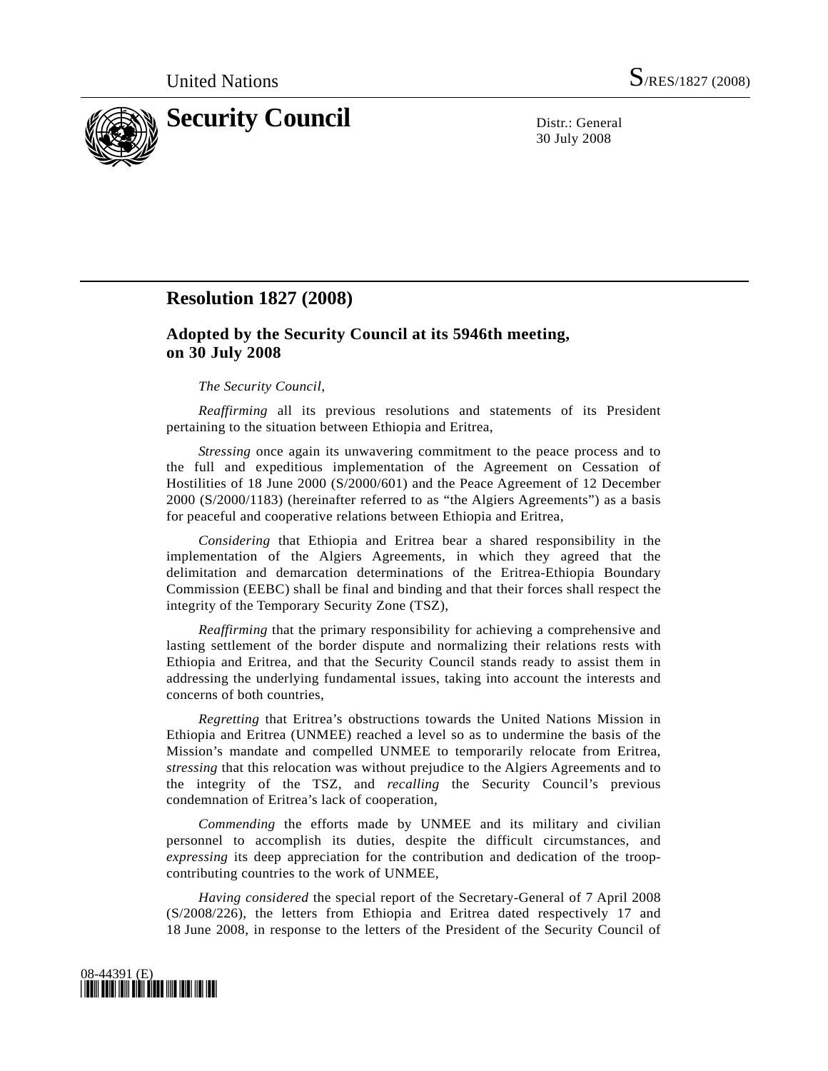United Nations S/RES/1827 (2008)

# Security Council

Distr.: General
30 July 2008

## Resolution 1827 (2008)

### Adopted by the Security Council at its 5946th meeting, on 30 July 2008

*The Security Council*,

*Reaffirming* all its previous resolutions and statements of its President pertaining to the situation between Ethiopia and Eritrea,

*Stressing* once again its unwavering commitment to the peace process and to the full and expeditious implementation of the Agreement on Cessation of Hostilities of 18 June 2000 (S/2000/601) and the Peace Agreement of 12 December 2000 (S/2000/1183) (hereinafter referred to as "the Algiers Agreements") as a basis for peaceful and cooperative relations between Ethiopia and Eritrea,

*Considering* that Ethiopia and Eritrea bear a shared responsibility in the implementation of the Algiers Agreements, in which they agreed that the delimitation and demarcation determinations of the Eritrea-Ethiopia Boundary Commission (EEBC) shall be final and binding and that their forces shall respect the integrity of the Temporary Security Zone (TSZ),

*Reaffirming* that the primary responsibility for achieving a comprehensive and lasting settlement of the border dispute and normalizing their relations rests with Ethiopia and Eritrea, and that the Security Council stands ready to assist them in addressing the underlying fundamental issues, taking into account the interests and concerns of both countries,

*Regretting* that Eritrea's obstructions towards the United Nations Mission in Ethiopia and Eritrea (UNMEE) reached a level so as to undermine the basis of the Mission's mandate and compelled UNMEE to temporarily relocate from Eritrea, *stressing* that this relocation was without prejudice to the Algiers Agreements and to the integrity of the TSZ, and *recalling* the Security Council's previous condemnation of Eritrea's lack of cooperation,

*Commending* the efforts made by UNMEE and its military and civilian personnel to accomplish its duties, despite the difficult circumstances, and *expressing* its deep appreciation for the contribution and dedication of the troop-contributing countries to the work of UNMEE,

*Having considered* the special report of the Secretary-General of 7 April 2008 (S/2008/226), the letters from Ethiopia and Eritrea dated respectively 17 and 18 June 2008, in response to the letters of the President of the Security Council of

08-44391 (E)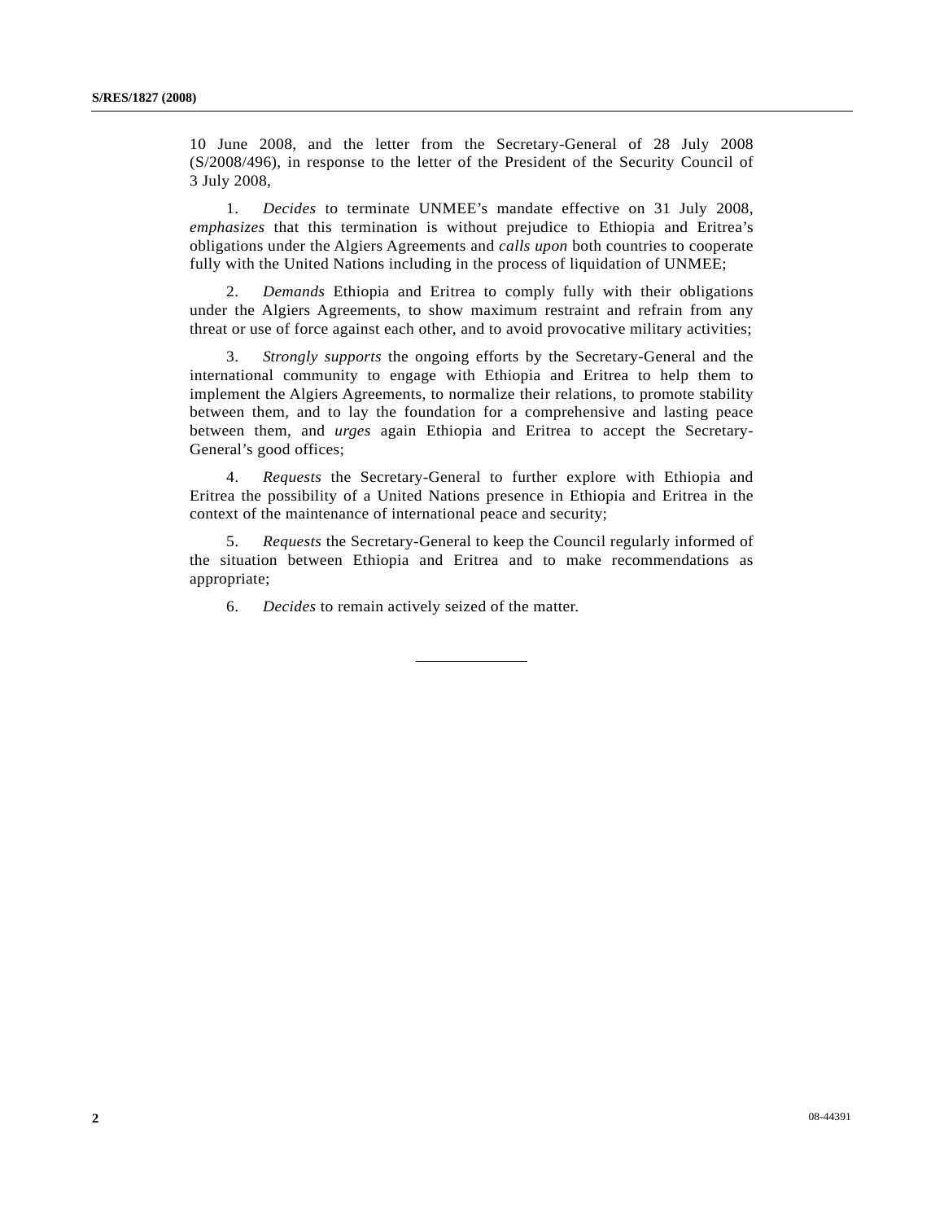10 June 2008, and the letter from the Secretary-General of 28 July 2008 (S/2008/496), in response to the letter of the President of the Security Council of 3 July 2008,

1. *Decides* to terminate UNMEE's mandate effective on 31 July 2008, *emphasizes* that this termination is without prejudice to Ethiopia and Eritrea's obligations under the Algiers Agreements and *calls upon* both countries to cooperate fully with the United Nations including in the process of liquidation of UNMEE;

2. *Demands* Ethiopia and Eritrea to comply fully with their obligations under the Algiers Agreements, to show maximum restraint and refrain from any threat or use of force against each other, and to avoid provocative military activities;

3. *Strongly supports* the ongoing efforts by the Secretary-General and the international community to engage with Ethiopia and Eritrea to help them to implement the Algiers Agreements, to normalize their relations, to promote stability between them, and to lay the foundation for a comprehensive and lasting peace between them, and *urges* again Ethiopia and Eritrea to accept the Secretary-General's good offices;

4. *Requests* the Secretary-General to further explore with Ethiopia and Eritrea the possibility of a United Nations presence in Ethiopia and Eritrea in the context of the maintenance of international peace and security;

5. *Requests* the Secretary-General to keep the Council regularly informed of the situation between Ethiopia and Eritrea and to make recommendations as appropriate;

6. *Decides* to remain actively seized of the matter.